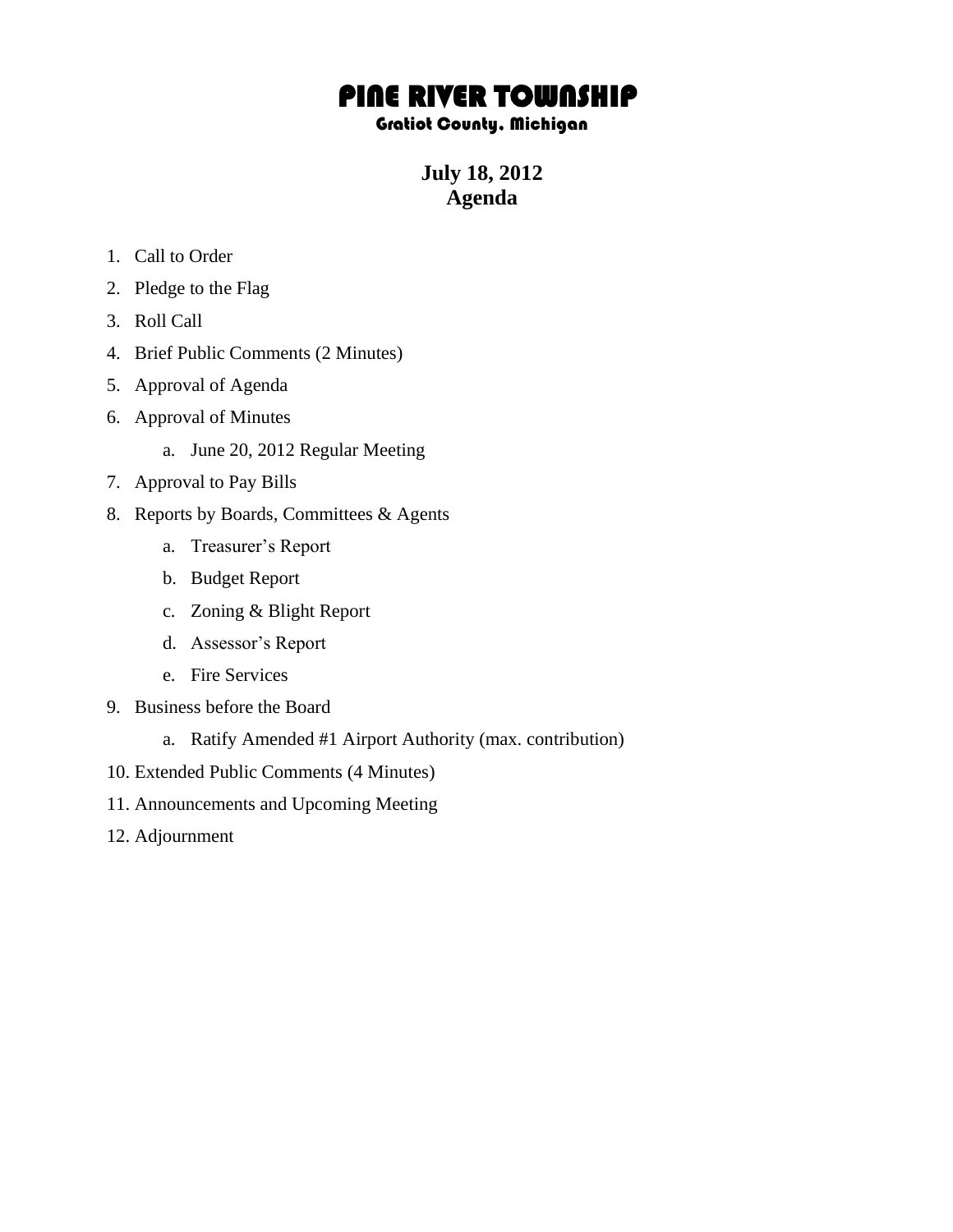# PINE RIVER TOWNSHIP

## Gratiot County, Michigan

**July 18, 2012**
**Agenda**

1. Call to Order
2. Pledge to the Flag
3. Roll Call
4. Brief Public Comments (2 Minutes)
5. Approval of Agenda
6. Approval of Minutes
    a. June 20, 2012 Regular Meeting
7. Approval to Pay Bills
8. Reports by Boards, Committees & Agents
    a. Treasurer's Report
    b. Budget Report
    c. Zoning & Blight Report
    d. Assessor's Report
    e. Fire Services
9. Business before the Board
    a. Ratify Amended #1 Airport Authority (max. contribution)
10. Extended Public Comments (4 Minutes)
11. Announcements and Upcoming Meeting
12. Adjournment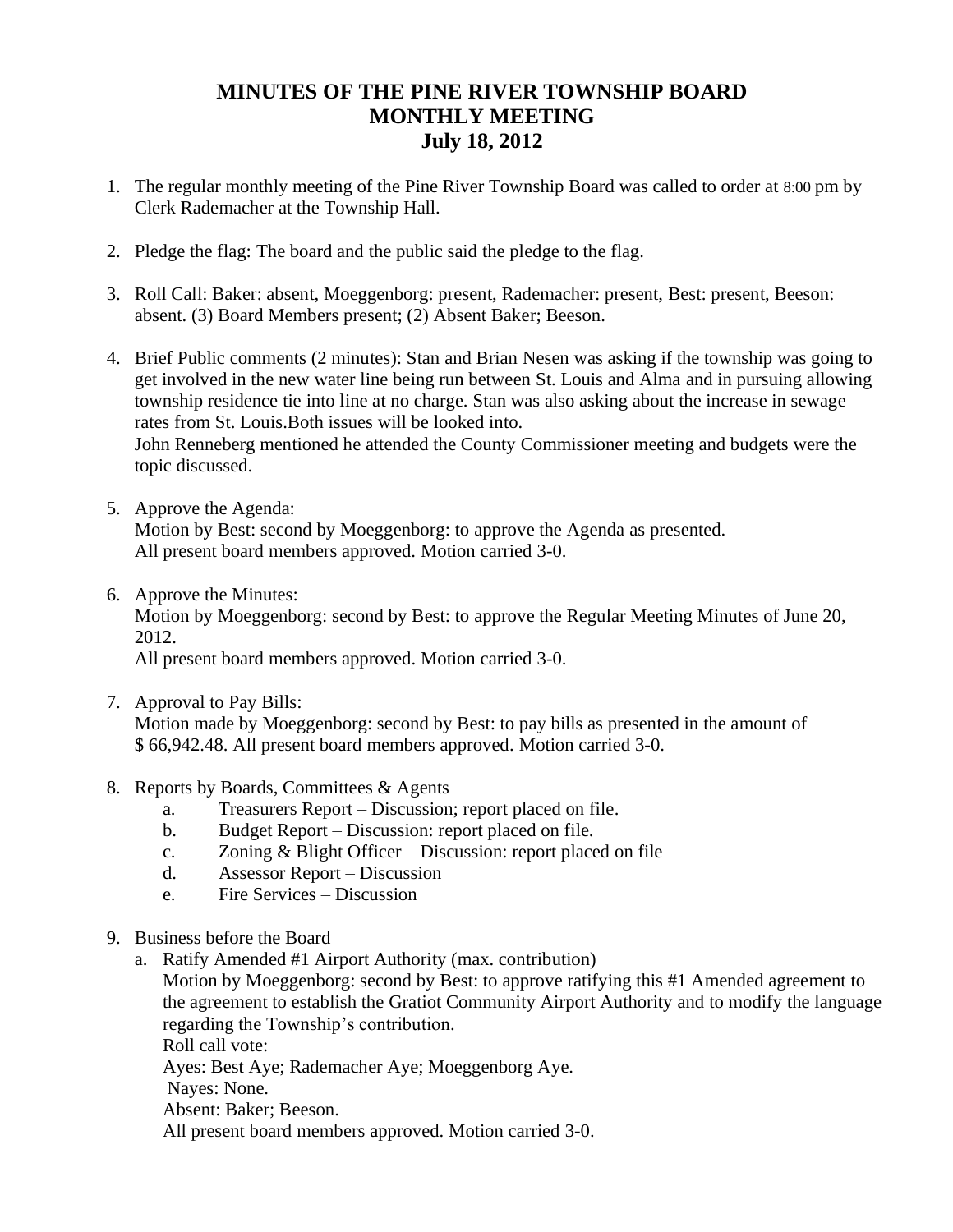# MINUTES OF THE PINE RIVER TOWNSHIP BOARD MONTHLY MEETING July 18, 2012

1. The regular monthly meeting of the Pine River Township Board was called to order at 8:00 pm by Clerk Rademacher at the Township Hall.

2. Pledge the flag: The board and the public said the pledge to the flag.

3. Roll Call: Baker: absent, Moeggenborg: present, Rademacher: present, Best: present, Beeson: absent. (3) Board Members present; (2) Absent Baker; Beeson.

4. Brief Public comments (2 minutes): Stan and Brian Nesen was asking if the township was going to get involved in the new water line being run between St. Louis and Alma and in pursuing allowing township residence tie into line at no charge. Stan was also asking about the increase in sewage rates from St. Louis.Both issues will be looked into.
   John Renneberg mentioned he attended the County Commissioner meeting and budgets were the topic discussed.

5. Approve the Agenda:
   Motion by Best: second by Moeggenborg: to approve the Agenda as presented.
   All present board members approved. Motion carried 3-0.

6. Approve the Minutes:
   Motion by Moeggenborg: second by Best: to approve the Regular Meeting Minutes of June 20, 2012.
   All present board members approved. Motion carried 3-0.

7. Approval to Pay Bills:
   Motion made by Moeggenborg: second by Best: to pay bills as presented in the amount of $ 66,942.48. All present board members approved. Motion carried 3-0.

8. Reports by Boards, Committees & Agents
   a. Treasurers Report – Discussion; report placed on file.
   b. Budget Report – Discussion: report placed on file.
   c. Zoning & Blight Officer – Discussion: report placed on file
   d. Assessor Report – Discussion
   e. Fire Services – Discussion

9. Business before the Board
   a. Ratify Amended #1 Airport Authority (max. contribution)
      Motion by Moeggenborg: second by Best: to approve ratifying this #1 Amended agreement to the agreement to establish the Gratiot Community Airport Authority and to modify the language regarding the Township's contribution.
      Roll call vote:
      Ayes: Best Aye; Rademacher Aye; Moeggenborg Aye.
      Nayes: None.
      Absent: Baker; Beeson.
      All present board members approved. Motion carried 3-0.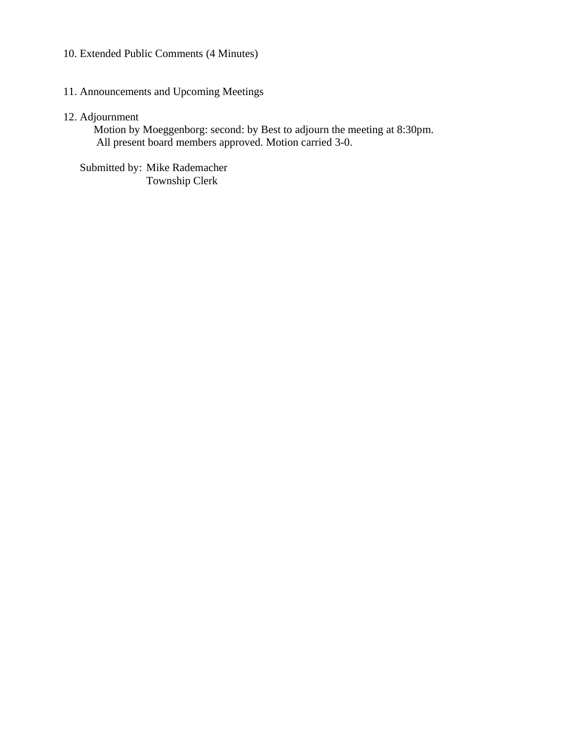10. Extended Public Comments (4 Minutes)

11. Announcements and Upcoming Meetings

12. Adjournment

    Motion by Moeggenborg: second: by Best to adjourn the meeting at 8:30pm. All present board members approved. Motion carried 3-0.

Submitted by: Mike Rademacher
Township Clerk